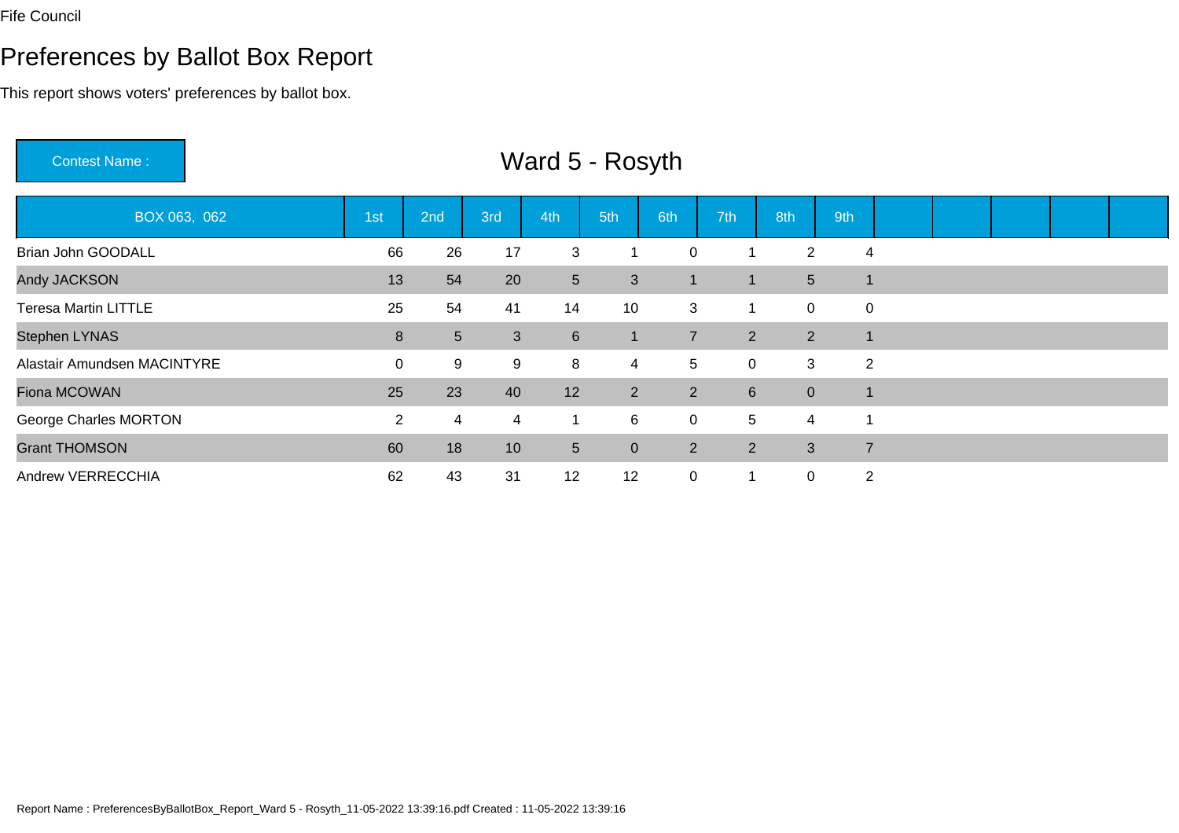Fife Council

# Preferences by Ballot Box Report

This report shows voters' preferences by ballot box.

Contest Name : **Ward 5 - Rosyth**

| BOX 063, 062 | 1st | 2nd | 3rd | 4th | 5th | 6th | 7th | 8th | 9th | | | | | |
|---|---|---|---|---|---|---|---|---|---|---|---|---|---|---|
| Brian John GOODALL | 66 | 26 | 17 | 3 | 1 | 0 | 1 | 2 | 4 | | | | | |
| Andy JACKSON | 13 | 54 | 20 | 5 | 3 | 1 | 1 | 5 | 1 | | | | | |
| Teresa Martin LITTLE | 25 | 54 | 41 | 14 | 10 | 3 | 1 | 0 | 0 | | | | | |
| Stephen LYNAS | 8 | 5 | 3 | 6 | 1 | 7 | 2 | 2 | 1 | | | | | |
| Alastair Amundsen MACINTYRE | 0 | 9 | 9 | 8 | 4 | 5 | 0 | 3 | 2 | | | | | |
| Fiona MCOWAN | 25 | 23 | 40 | 12 | 2 | 2 | 6 | 0 | 1 | | | | | |
| George Charles MORTON | 2 | 4 | 4 | 1 | 6 | 0 | 5 | 4 | 1 | | | | | |
| Grant THOMSON | 60 | 18 | 10 | 5 | 0 | 2 | 2 | 3 | 7 | | | | | |
| Andrew VERRECCHIA | 62 | 43 | 31 | 12 | 12 | 0 | 1 | 0 | 2 | | | | | |

Report Name : PreferencesByBallotBox_Report_Ward 5 - Rosyth_11-05-2022 13:39:16.pdf Created : 11-05-2022 13:39:16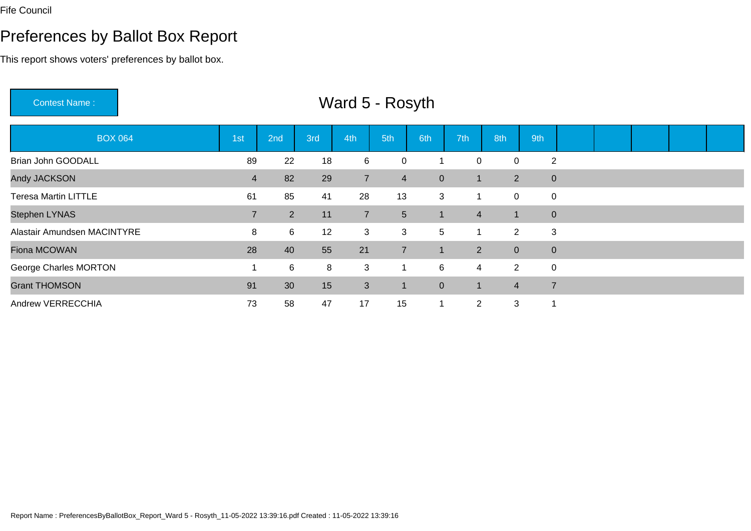Fife Council

# Preferences by Ballot Box Report

This report shows voters' preferences by ballot box.

**Contest Name :** Ward 5 - Rosyth

| BOX 064 | 1st | 2nd | 3rd | 4th | 5th | 6th | 7th | 8th | 9th | | | | | |
|---|---|---|---|---|---|---|---|---|---|---|---|---|---|---|
| Brian John GOODALL | 89 | 22 | 18 | 6 | 0 | 1 | 0 | 0 | 2 | | | | | |
| Andy JACKSON | 4 | 82 | 29 | 7 | 4 | 0 | 1 | 2 | 0 | | | | | |
| Teresa Martin LITTLE | 61 | 85 | 41 | 28 | 13 | 3 | 1 | 0 | 0 | | | | | |
| Stephen LYNAS | 7 | 2 | 11 | 7 | 5 | 1 | 4 | 1 | 0 | | | | | |
| Alastair Amundsen MACINTYRE | 8 | 6 | 12 | 3 | 3 | 5 | 1 | 2 | 3 | | | | | |
| Fiona MCOWAN | 28 | 40 | 55 | 21 | 7 | 1 | 2 | 0 | 0 | | | | | |
| George Charles MORTON | 1 | 6 | 8 | 3 | 1 | 6 | 4 | 2 | 0 | | | | | |
| Grant THOMSON | 91 | 30 | 15 | 3 | 1 | 0 | 1 | 4 | 7 | | | | | |
| Andrew VERRECCHIA | 73 | 58 | 47 | 17 | 15 | 1 | 2 | 3 | 1 | | | | | |

Report Name : PreferencesByBallotBox_Report_Ward 5 - Rosyth_11-05-2022 13:39:16.pdf Created : 11-05-2022 13:39:16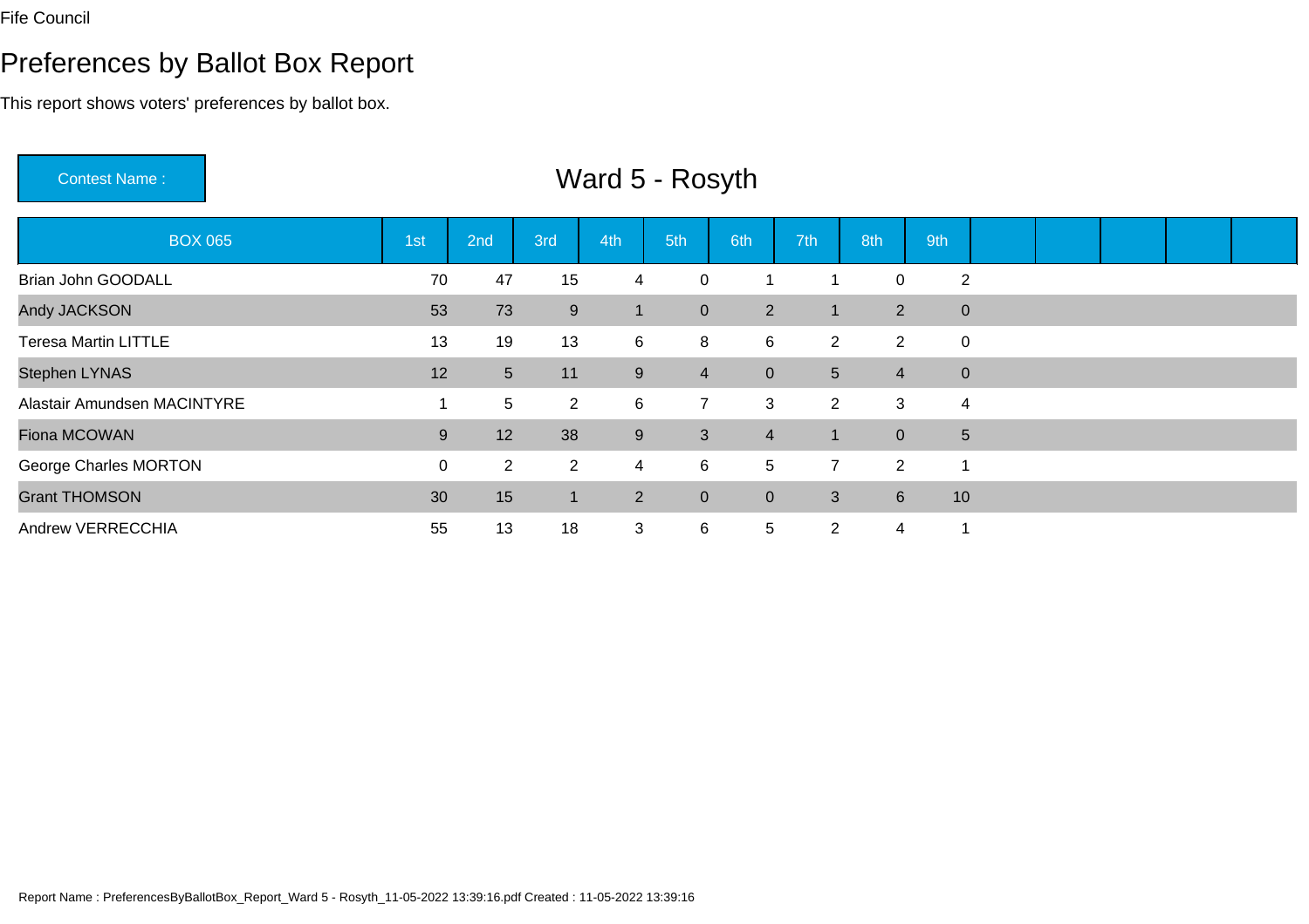Fife Council

# Preferences by Ballot Box Report

This report shows voters' preferences by ballot box.

**Contest Name :** Ward 5 - Rosyth

| BOX 065 | 1st | 2nd | 3rd | 4th | 5th | 6th | 7th | 8th | 9th |
|---|---|---|---|---|---|---|---|---|---|
| Brian John GOODALL | 70 | 47 | 15 | 4 | 0 | 1 | 1 | 0 | 2 |
| Andy JACKSON | 53 | 73 | 9 | 1 | 0 | 2 | 1 | 2 | 0 |
| Teresa Martin LITTLE | 13 | 19 | 13 | 6 | 8 | 6 | 2 | 2 | 0 |
| Stephen LYNAS | 12 | 5 | 11 | 9 | 4 | 0 | 5 | 4 | 0 |
| Alastair Amundsen MACINTYRE | 1 | 5 | 2 | 6 | 7 | 3 | 2 | 3 | 4 |
| Fiona MCOWAN | 9 | 12 | 38 | 9 | 3 | 4 | 1 | 0 | 5 |
| George Charles MORTON | 0 | 2 | 2 | 4 | 6 | 5 | 7 | 2 | 1 |
| Grant THOMSON | 30 | 15 | 1 | 2 | 0 | 0 | 3 | 6 | 10 |
| Andrew VERRECCHIA | 55 | 13 | 18 | 3 | 6 | 5 | 2 | 4 | 1 |

Report Name : PreferencesByBallotBox_Report_Ward 5 - Rosyth_11-05-2022 13:39:16.pdf Created : 11-05-2022 13:39:16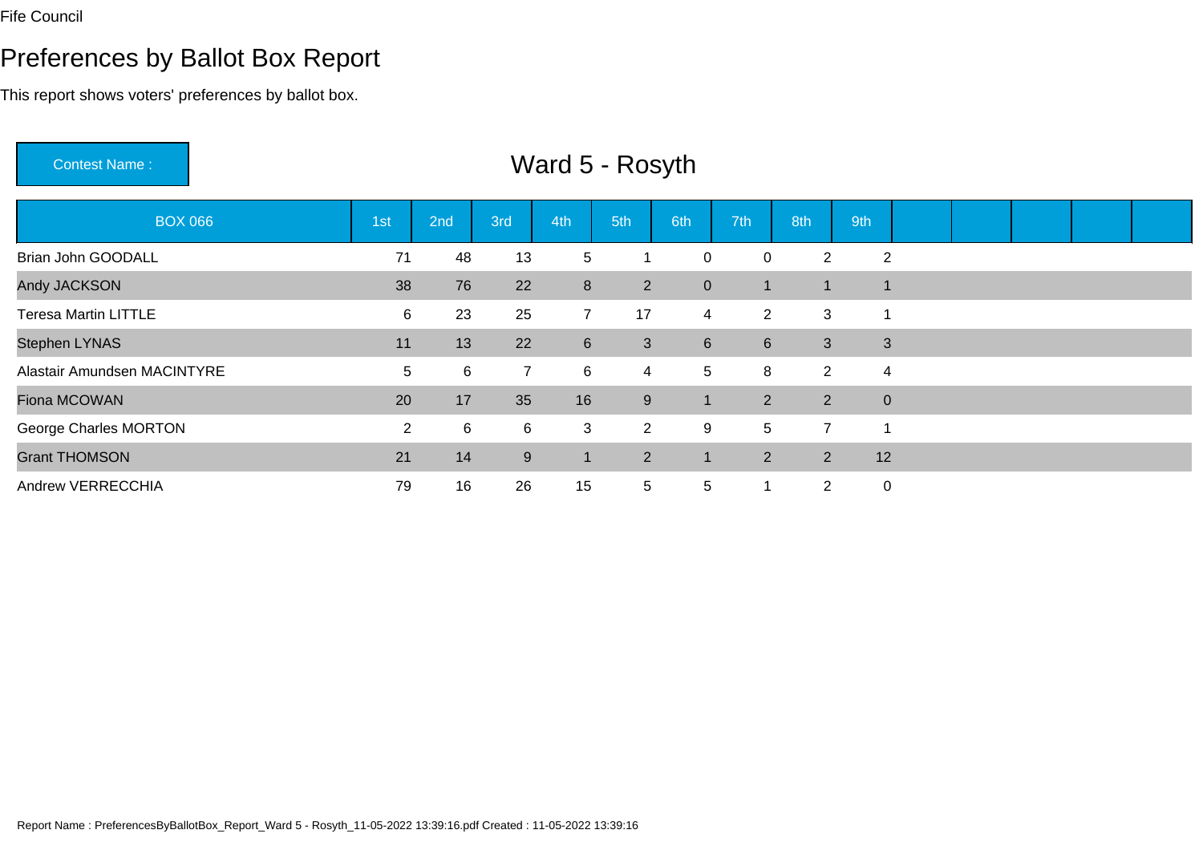Fife Council

# Preferences by Ballot Box Report

This report shows voters' preferences by ballot box.

**Contest Name :** Ward 5 - Rosyth

| BOX 066 | 1st | 2nd | 3rd | 4th | 5th | 6th | 7th | 8th | 9th | | | | | |
|---|---|---|---|---|---|---|---|---|---|---|---|---|---|---|
| Brian John GOODALL | 71 | 48 | 13 | 5 | 1 | 0 | 0 | 2 | 2 | | | | | |
| Andy JACKSON | 38 | 76 | 22 | 8 | 2 | 0 | 1 | 1 | 1 | | | | | |
| Teresa Martin LITTLE | 6 | 23 | 25 | 7 | 17 | 4 | 2 | 3 | 1 | | | | | |
| Stephen LYNAS | 11 | 13 | 22 | 6 | 3 | 6 | 6 | 3 | 3 | | | | | |
| Alastair Amundsen MACINTYRE | 5 | 6 | 7 | 6 | 4 | 5 | 8 | 2 | 4 | | | | | |
| Fiona MCOWAN | 20 | 17 | 35 | 16 | 9 | 1 | 2 | 2 | 0 | | | | | |
| George Charles MORTON | 2 | 6 | 6 | 3 | 2 | 9 | 5 | 7 | 1 | | | | | |
| Grant THOMSON | 21 | 14 | 9 | 1 | 2 | 1 | 2 | 2 | 12 | | | | | |
| Andrew VERRECCHIA | 79 | 16 | 26 | 15 | 5 | 5 | 1 | 2 | 0 | | | | | |

Report Name : PreferencesByBallotBox_Report_Ward 5 - Rosyth_11-05-2022 13:39:16.pdf Created : 11-05-2022 13:39:16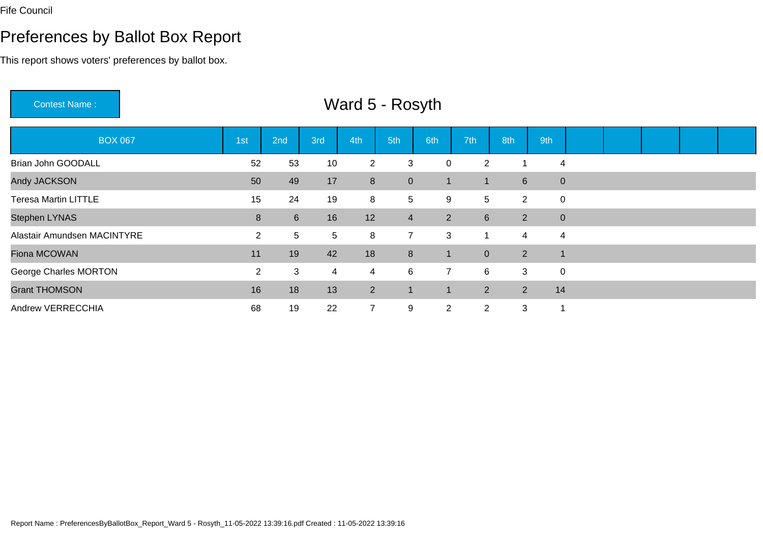Fife Council

# Preferences by Ballot Box Report

This report shows voters' preferences by ballot box.

Contest Name : **Ward 5 - Rosyth**

| BOX 067 | 1st | 2nd | 3rd | 4th | 5th | 6th | 7th | 8th | 9th | | | | | |
|---|---|---|---|---|---|---|---|---|---|---|---|---|---|---|
| Brian John GOODALL | 52 | 53 | 10 | 2 | 3 | 0 | 2 | 1 | 4 | | | | | |
| Andy JACKSON | 50 | 49 | 17 | 8 | 0 | 1 | 1 | 6 | 0 | | | | | |
| Teresa Martin LITTLE | 15 | 24 | 19 | 8 | 5 | 9 | 5 | 2 | 0 | | | | | |
| Stephen LYNAS | 8 | 6 | 16 | 12 | 4 | 2 | 6 | 2 | 0 | | | | | |
| Alastair Amundsen MACINTYRE | 2 | 5 | 5 | 8 | 7 | 3 | 1 | 4 | 4 | | | | | |
| Fiona MCOWAN | 11 | 19 | 42 | 18 | 8 | 1 | 0 | 2 | 1 | | | | | |
| George Charles MORTON | 2 | 3 | 4 | 4 | 6 | 7 | 6 | 3 | 0 | | | | | |
| Grant THOMSON | 16 | 18 | 13 | 2 | 1 | 1 | 2 | 2 | 14 | | | | | |
| Andrew VERRECCHIA | 68 | 19 | 22 | 7 | 9 | 2 | 2 | 3 | 1 | | | | | |

Report Name : PreferencesByBallotBox_Report_Ward 5 - Rosyth_11-05-2022 13:39:16.pdf Created : 11-05-2022 13:39:16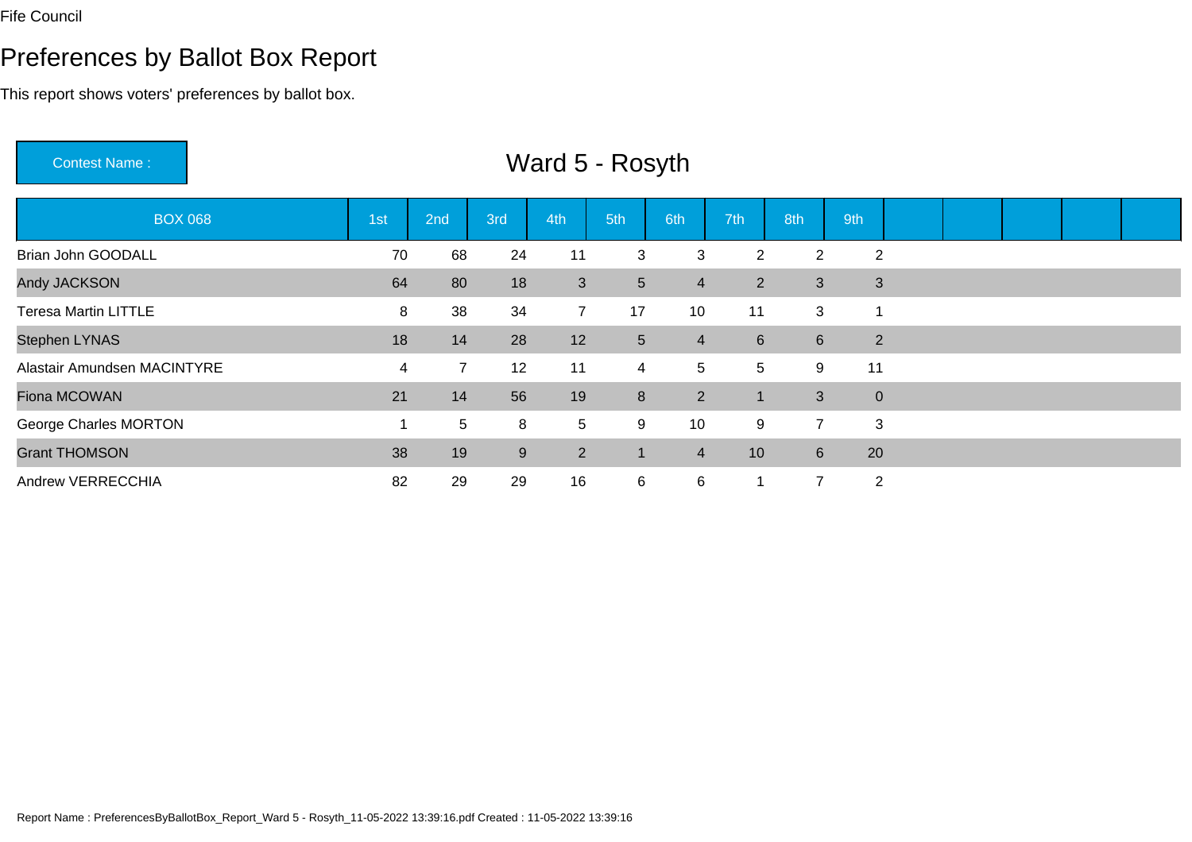Fife Council

# Preferences by Ballot Box Report

This report shows voters' preferences by ballot box.

**Contest Name :** Ward 5 - Rosyth

| BOX 068 | 1st | 2nd | 3rd | 4th | 5th | 6th | 7th | 8th | 9th | | | | | |
|---|---|---|---|---|---|---|---|---|---|---|---|---|---|---|
| Brian John GOODALL | 70 | 68 | 24 | 11 | 3 | 3 | 2 | 2 | 2 | | | | | |
| Andy JACKSON | 64 | 80 | 18 | 3 | 5 | 4 | 2 | 3 | 3 | | | | | |
| Teresa Martin LITTLE | 8 | 38 | 34 | 7 | 17 | 10 | 11 | 3 | 1 | | | | | |
| Stephen LYNAS | 18 | 14 | 28 | 12 | 5 | 4 | 6 | 6 | 2 | | | | | |
| Alastair Amundsen MACINTYRE | 4 | 7 | 12 | 11 | 4 | 5 | 5 | 9 | 11 | | | | | |
| Fiona MCOWAN | 21 | 14 | 56 | 19 | 8 | 2 | 1 | 3 | 0 | | | | | |
| George Charles MORTON | 1 | 5 | 8 | 5 | 9 | 10 | 9 | 7 | 3 | | | | | |
| Grant THOMSON | 38 | 19 | 9 | 2 | 1 | 4 | 10 | 6 | 20 | | | | | |
| Andrew VERRECCHIA | 82 | 29 | 29 | 16 | 6 | 6 | 1 | 7 | 2 | | | | | |

Report Name : PreferencesByBallotBox_Report_Ward 5 - Rosyth_11-05-2022 13:39:16.pdf Created : 11-05-2022 13:39:16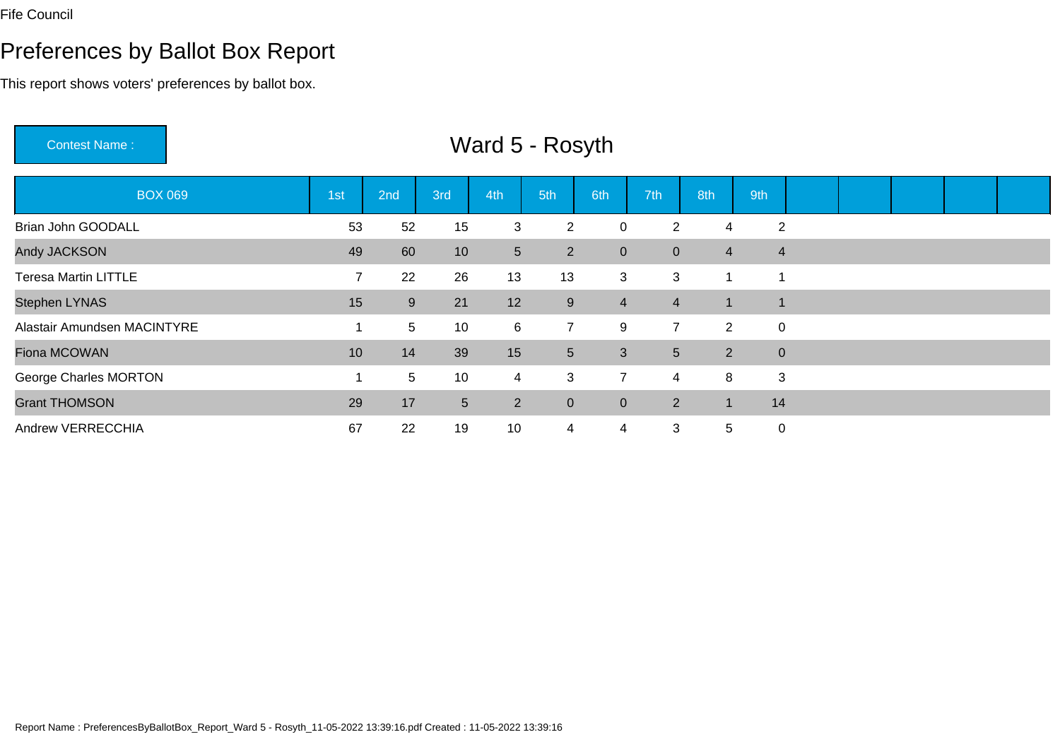Fife Council

# Preferences by Ballot Box Report

This report shows voters' preferences by ballot box.

**Contest Name :** Ward 5 - Rosyth

| BOX 069 | 1st | 2nd | 3rd | 4th | 5th | 6th | 7th | 8th | 9th | | | | | |
|---|---|---|---|---|---|---|---|---|---|---|---|---|---|---|
| Brian John GOODALL | 53 | 52 | 15 | 3 | 2 | 0 | 2 | 4 | 2 | | | | | |
| Andy JACKSON | 49 | 60 | 10 | 5 | 2 | 0 | 0 | 4 | 4 | | | | | |
| Teresa Martin LITTLE | 7 | 22 | 26 | 13 | 13 | 3 | 3 | 1 | 1 | | | | | |
| Stephen LYNAS | 15 | 9 | 21 | 12 | 9 | 4 | 4 | 1 | 1 | | | | | |
| Alastair Amundsen MACINTYRE | 1 | 5 | 10 | 6 | 7 | 9 | 7 | 2 | 0 | | | | | |
| Fiona MCOWAN | 10 | 14 | 39 | 15 | 5 | 3 | 5 | 2 | 0 | | | | | |
| George Charles MORTON | 1 | 5 | 10 | 4 | 3 | 7 | 4 | 8 | 3 | | | | | |
| Grant THOMSON | 29 | 17 | 5 | 2 | 0 | 0 | 2 | 1 | 14 | | | | | |
| Andrew VERRECCHIA | 67 | 22 | 19 | 10 | 4 | 4 | 3 | 5 | 0 | | | | | |

Report Name : PreferencesByBallotBox_Report_Ward 5 - Rosyth_11-05-2022 13:39:16.pdf Created : 11-05-2022 13:39:16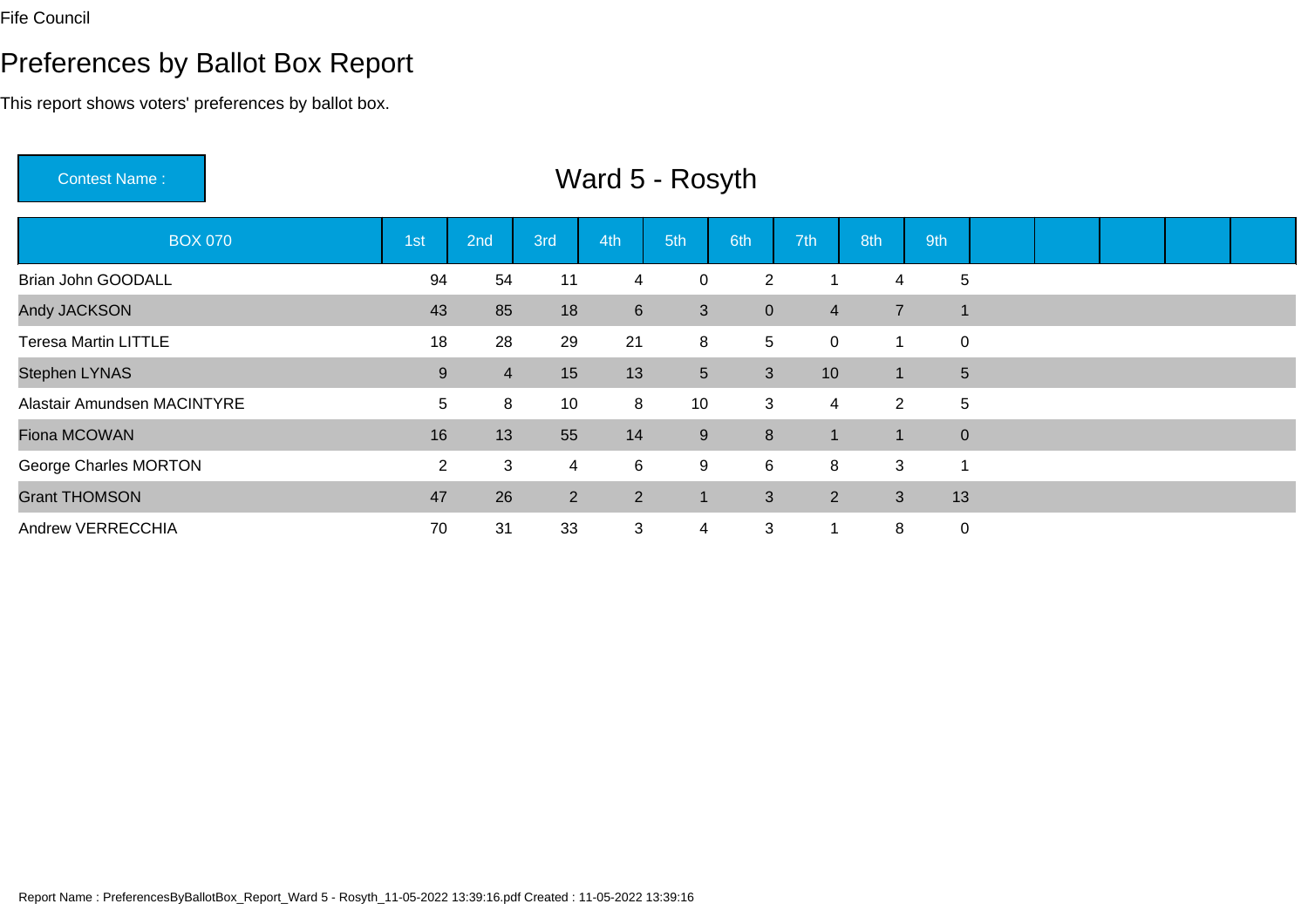Fife Council

# Preferences by Ballot Box Report

This report shows voters' preferences by ballot box.

**Contest Name :** Ward 5 - Rosyth

| BOX 070 | 1st | 2nd | 3rd | 4th | 5th | 6th | 7th | 8th | 9th | | | | | |
|---|---|---|---|---|---|---|---|---|---|---|---|---|---|---|
| Brian John GOODALL | 94 | 54 | 11 | 4 | 0 | 2 | 1 | 4 | 5 | | | | | |
| Andy JACKSON | 43 | 85 | 18 | 6 | 3 | 0 | 4 | 7 | 1 | | | | | |
| Teresa Martin LITTLE | 18 | 28 | 29 | 21 | 8 | 5 | 0 | 1 | 0 | | | | | |
| Stephen LYNAS | 9 | 4 | 15 | 13 | 5 | 3 | 10 | 1 | 5 | | | | | |
| Alastair Amundsen MACINTYRE | 5 | 8 | 10 | 8 | 10 | 3 | 4 | 2 | 5 | | | | | |
| Fiona MCOWAN | 16 | 13 | 55 | 14 | 9 | 8 | 1 | 1 | 0 | | | | | |
| George Charles MORTON | 2 | 3 | 4 | 6 | 9 | 6 | 8 | 3 | 1 | | | | | |
| Grant THOMSON | 47 | 26 | 2 | 2 | 1 | 3 | 2 | 3 | 13 | | | | | |
| Andrew VERRECCHIA | 70 | 31 | 33 | 3 | 4 | 3 | 1 | 8 | 0 | | | | | |

Report Name : PreferencesByBallotBox_Report_Ward 5 - Rosyth_11-05-2022 13:39:16.pdf Created : 11-05-2022 13:39:16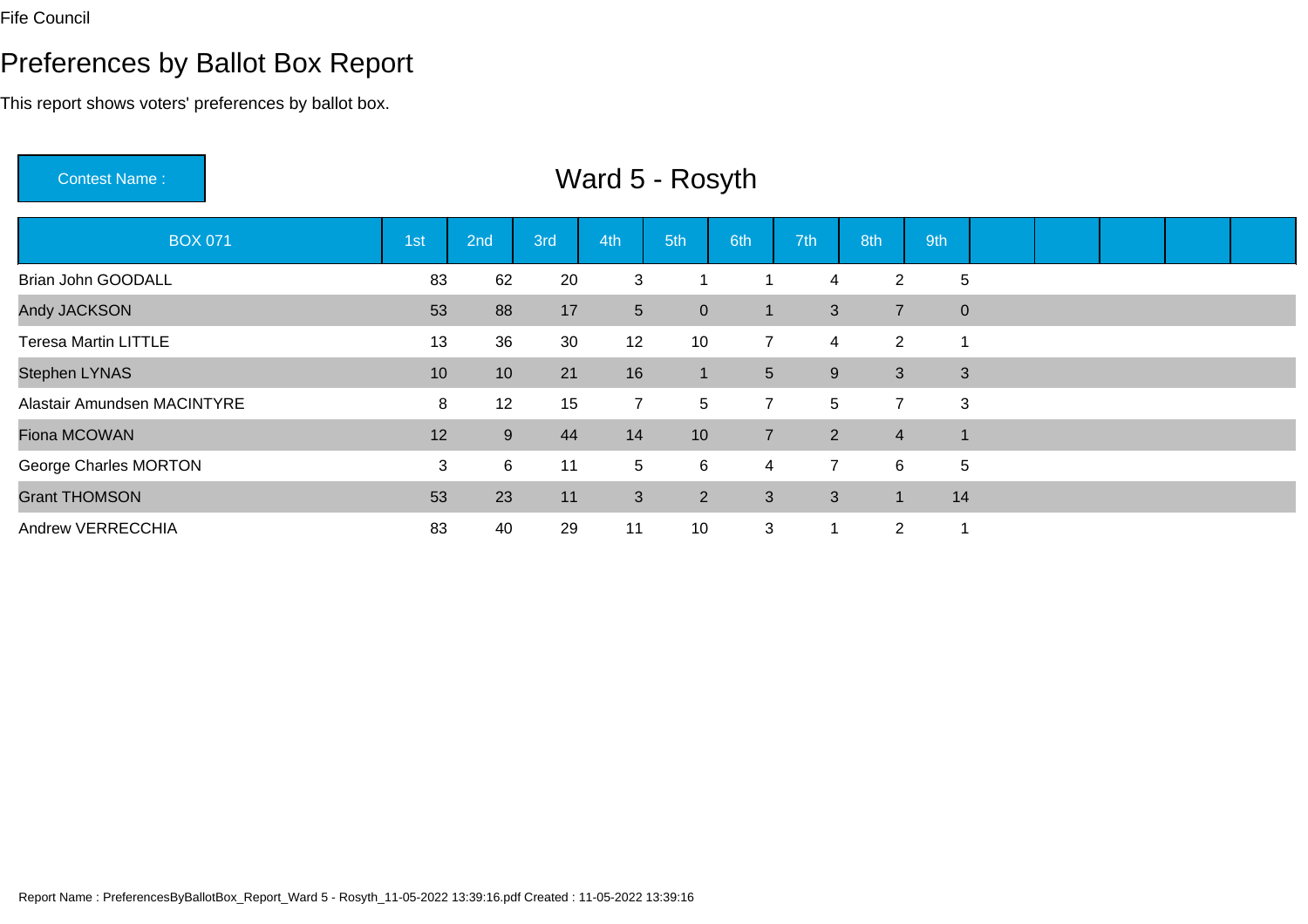Fife Council

# Preferences by Ballot Box Report

This report shows voters' preferences by ballot box.

| Contest Name : | Ward 5 - Rosyth |
|---|---|

| BOX 071 | 1st | 2nd | 3rd | 4th | 5th | 6th | 7th | 8th | 9th | | | | | |
|---|---|---|---|---|---|---|---|---|---|---|---|---|---|---|
| Brian John GOODALL | 83 | 62 | 20 | 3 | 1 | 1 | 4 | 2 | 5 | | | | | |
| Andy JACKSON | 53 | 88 | 17 | 5 | 0 | 1 | 3 | 7 | 0 | | | | | |
| Teresa Martin LITTLE | 13 | 36 | 30 | 12 | 10 | 7 | 4 | 2 | 1 | | | | | |
| Stephen LYNAS | 10 | 10 | 21 | 16 | 1 | 5 | 9 | 3 | 3 | | | | | |
| Alastair Amundsen MACINTYRE | 8 | 12 | 15 | 7 | 5 | 7 | 5 | 7 | 3 | | | | | |
| Fiona MCOWAN | 12 | 9 | 44 | 14 | 10 | 7 | 2 | 4 | 1 | | | | | |
| George Charles MORTON | 3 | 6 | 11 | 5 | 6 | 4 | 7 | 6 | 5 | | | | | |
| Grant THOMSON | 53 | 23 | 11 | 3 | 2 | 3 | 3 | 1 | 14 | | | | | |
| Andrew VERRECCHIA | 83 | 40 | 29 | 11 | 10 | 3 | 1 | 2 | 1 | | | | | |

Report Name : PreferencesByBallotBox_Report_Ward 5 - Rosyth_11-05-2022 13:39:16.pdf Created : 11-05-2022 13:39:16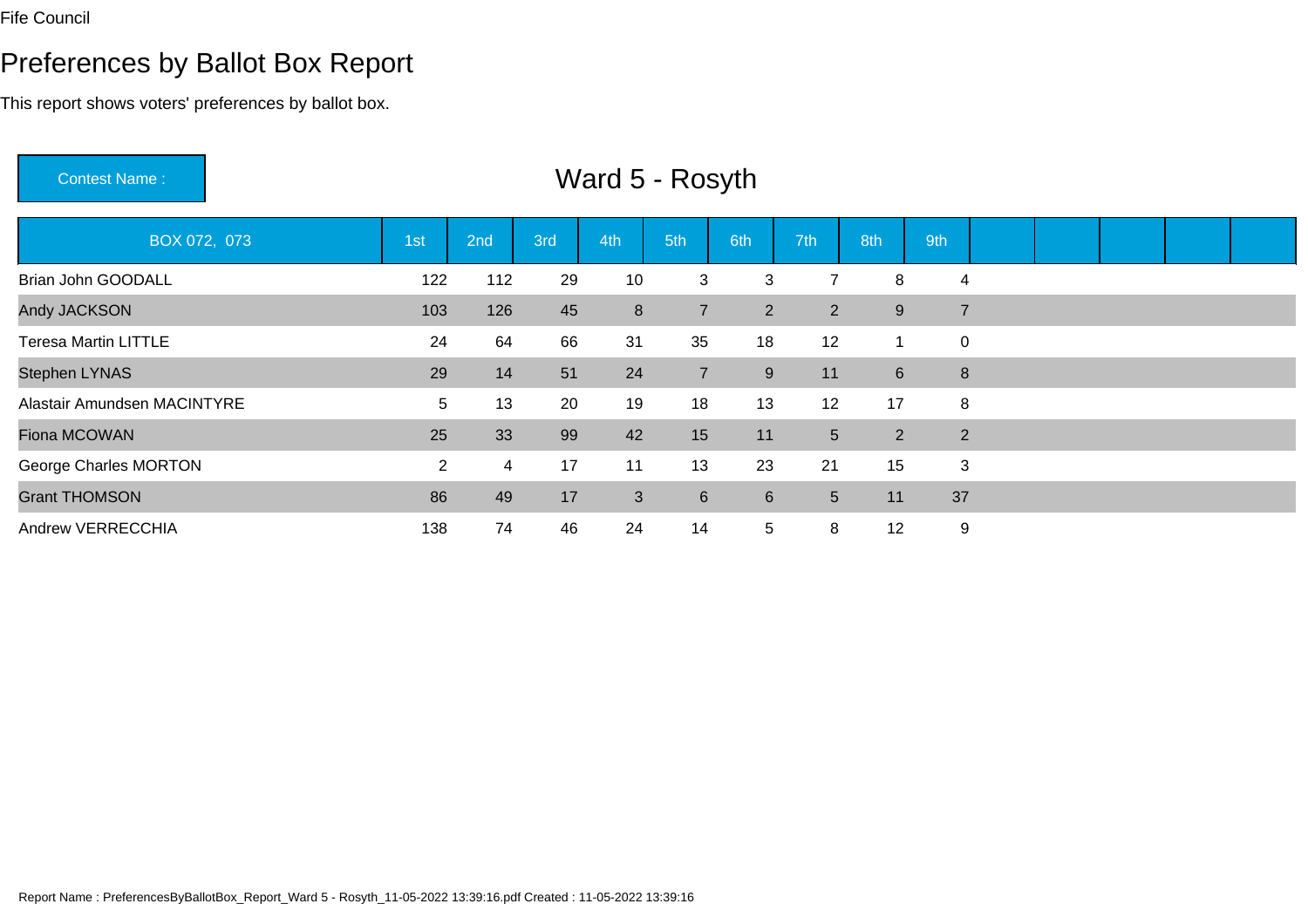Fife Council

# Preferences by Ballot Box Report

This report shows voters' preferences by ballot box.

**Contest Name :** Ward 5 - Rosyth

| BOX 072, 073 | 1st | 2nd | 3rd | 4th | 5th | 6th | 7th | 8th | 9th | | | | | |
|---|---|---|---|---|---|---|---|---|---|---|---|---|---|---|
| Brian John GOODALL | 122 | 112 | 29 | 10 | 3 | 3 | 7 | 8 | 4 | | | | | |
| Andy JACKSON | 103 | 126 | 45 | 8 | 7 | 2 | 2 | 9 | 7 | | | | | |
| Teresa Martin LITTLE | 24 | 64 | 66 | 31 | 35 | 18 | 12 | 1 | 0 | | | | | |
| Stephen LYNAS | 29 | 14 | 51 | 24 | 7 | 9 | 11 | 6 | 8 | | | | | |
| Alastair Amundsen MACINTYRE | 5 | 13 | 20 | 19 | 18 | 13 | 12 | 17 | 8 | | | | | |
| Fiona MCOWAN | 25 | 33 | 99 | 42 | 15 | 11 | 5 | 2 | 2 | | | | | |
| George Charles MORTON | 2 | 4 | 17 | 11 | 13 | 23 | 21 | 15 | 3 | | | | | |
| Grant THOMSON | 86 | 49 | 17 | 3 | 6 | 6 | 5 | 11 | 37 | | | | | |
| Andrew VERRECCHIA | 138 | 74 | 46 | 24 | 14 | 5 | 8 | 12 | 9 | | | | | |

Report Name : PreferencesByBallotBox_Report_Ward 5 - Rosyth_11-05-2022 13:39:16.pdf Created : 11-05-2022 13:39:16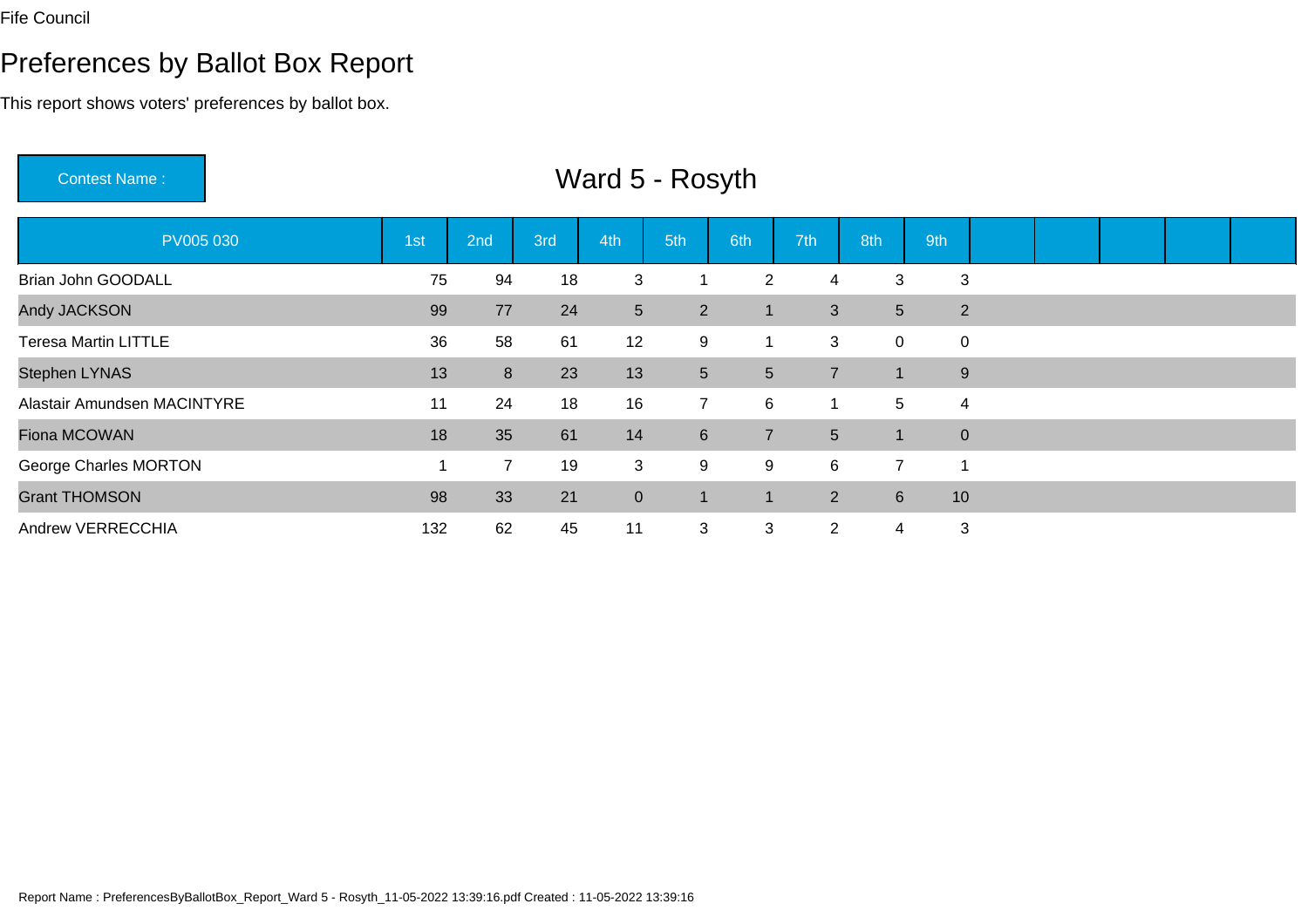Fife Council

# Preferences by Ballot Box Report

This report shows voters' preferences by ballot box.

Contest Name : **Ward 5 - Rosyth**

| PV005 030 | 1st | 2nd | 3rd | 4th | 5th | 6th | 7th | 8th | 9th | | | | | |
|---|---|---|---|---|---|---|---|---|---|---|---|---|---|---|
| Brian John GOODALL | 75 | 94 | 18 | 3 | 1 | 2 | 4 | 3 | 3 | | | | | |
| Andy JACKSON | 99 | 77 | 24 | 5 | 2 | 1 | 3 | 5 | 2 | | | | | |
| Teresa Martin LITTLE | 36 | 58 | 61 | 12 | 9 | 1 | 3 | 0 | 0 | | | | | |
| Stephen LYNAS | 13 | 8 | 23 | 13 | 5 | 5 | 7 | 1 | 9 | | | | | |
| Alastair Amundsen MACINTYRE | 11 | 24 | 18 | 16 | 7 | 6 | 1 | 5 | 4 | | | | | |
| Fiona MCOWAN | 18 | 35 | 61 | 14 | 6 | 7 | 5 | 1 | 0 | | | | | |
| George Charles MORTON | 1 | 7 | 19 | 3 | 9 | 9 | 6 | 7 | 1 | | | | | |
| Grant THOMSON | 98 | 33 | 21 | 0 | 1 | 1 | 2 | 6 | 10 | | | | | |
| Andrew VERRECCHIA | 132 | 62 | 45 | 11 | 3 | 3 | 2 | 4 | 3 | | | | | |

Report Name : PreferencesByBallotBox_Report_Ward 5 - Rosyth_11-05-2022 13:39:16.pdf Created : 11-05-2022 13:39:16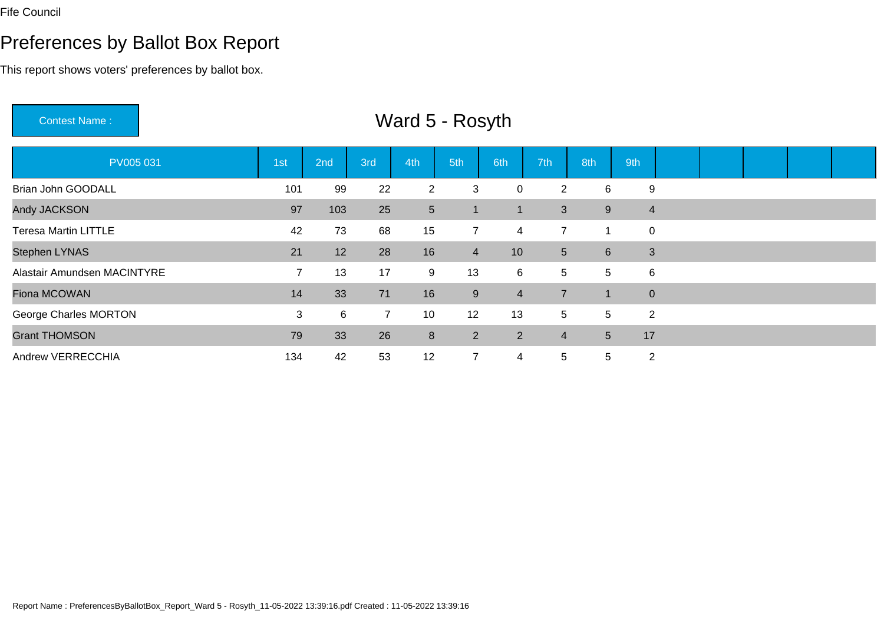Fife Council

# Preferences by Ballot Box Report

This report shows voters' preferences by ballot box.

**Contest Name :** Ward 5 - Rosyth

| PV005 031 | 1st | 2nd | 3rd | 4th | 5th | 6th | 7th | 8th | 9th | | | | | |
|---|---|---|---|---|---|---|---|---|---|---|---|---|---|---|
| Brian John GOODALL | 101 | 99 | 22 | 2 | 3 | 0 | 2 | 6 | 9 | | | | | |
| Andy JACKSON | 97 | 103 | 25 | 5 | 1 | 1 | 3 | 9 | 4 | | | | | |
| Teresa Martin LITTLE | 42 | 73 | 68 | 15 | 7 | 4 | 7 | 1 | 0 | | | | | |
| Stephen LYNAS | 21 | 12 | 28 | 16 | 4 | 10 | 5 | 6 | 3 | | | | | |
| Alastair Amundsen MACINTYRE | 7 | 13 | 17 | 9 | 13 | 6 | 5 | 5 | 6 | | | | | |
| Fiona MCOWAN | 14 | 33 | 71 | 16 | 9 | 4 | 7 | 1 | 0 | | | | | |
| George Charles MORTON | 3 | 6 | 7 | 10 | 12 | 13 | 5 | 5 | 2 | | | | | |
| Grant THOMSON | 79 | 33 | 26 | 8 | 2 | 2 | 4 | 5 | 17 | | | | | |
| Andrew VERRECCHIA | 134 | 42 | 53 | 12 | 7 | 4 | 5 | 5 | 2 | | | | | |

Report Name : PreferencesByBallotBox_Report_Ward 5 - Rosyth_11-05-2022 13:39:16.pdf Created : 11-05-2022 13:39:16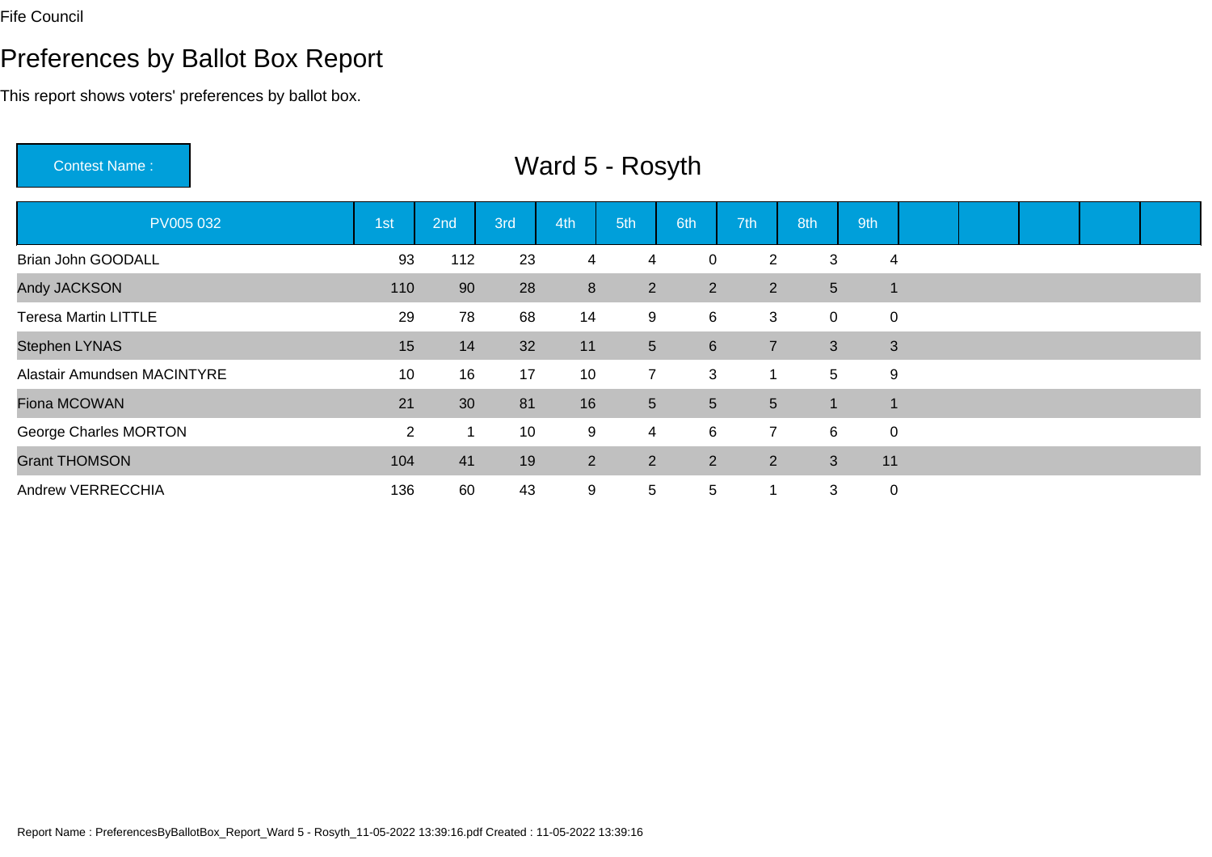Fife Council

# Preferences by Ballot Box Report

This report shows voters' preferences by ballot box.

Contest Name : **Ward 5 - Rosyth**

| PV005 032 | 1st | 2nd | 3rd | 4th | 5th | 6th | 7th | 8th | 9th | | | | | |
|---|---|---|---|---|---|---|---|---|---|---|---|---|---|---|
| Brian John GOODALL | 93 | 112 | 23 | 4 | 4 | 0 | 2 | 3 | 4 | | | | | |
| Andy JACKSON | 110 | 90 | 28 | 8 | 2 | 2 | 2 | 5 | 1 | | | | | |
| Teresa Martin LITTLE | 29 | 78 | 68 | 14 | 9 | 6 | 3 | 0 | 0 | | | | | |
| Stephen LYNAS | 15 | 14 | 32 | 11 | 5 | 6 | 7 | 3 | 3 | | | | | |
| Alastair Amundsen MACINTYRE | 10 | 16 | 17 | 10 | 7 | 3 | 1 | 5 | 9 | | | | | |
| Fiona MCOWAN | 21 | 30 | 81 | 16 | 5 | 5 | 5 | 1 | 1 | | | | | |
| George Charles MORTON | 2 | 1 | 10 | 9 | 4 | 6 | 7 | 6 | 0 | | | | | |
| Grant THOMSON | 104 | 41 | 19 | 2 | 2 | 2 | 2 | 3 | 11 | | | | | |
| Andrew VERRECCHIA | 136 | 60 | 43 | 9 | 5 | 5 | 1 | 3 | 0 | | | | | |

Report Name : PreferencesByBallotBox_Report_Ward 5 - Rosyth_11-05-2022 13:39:16.pdf Created : 11-05-2022 13:39:16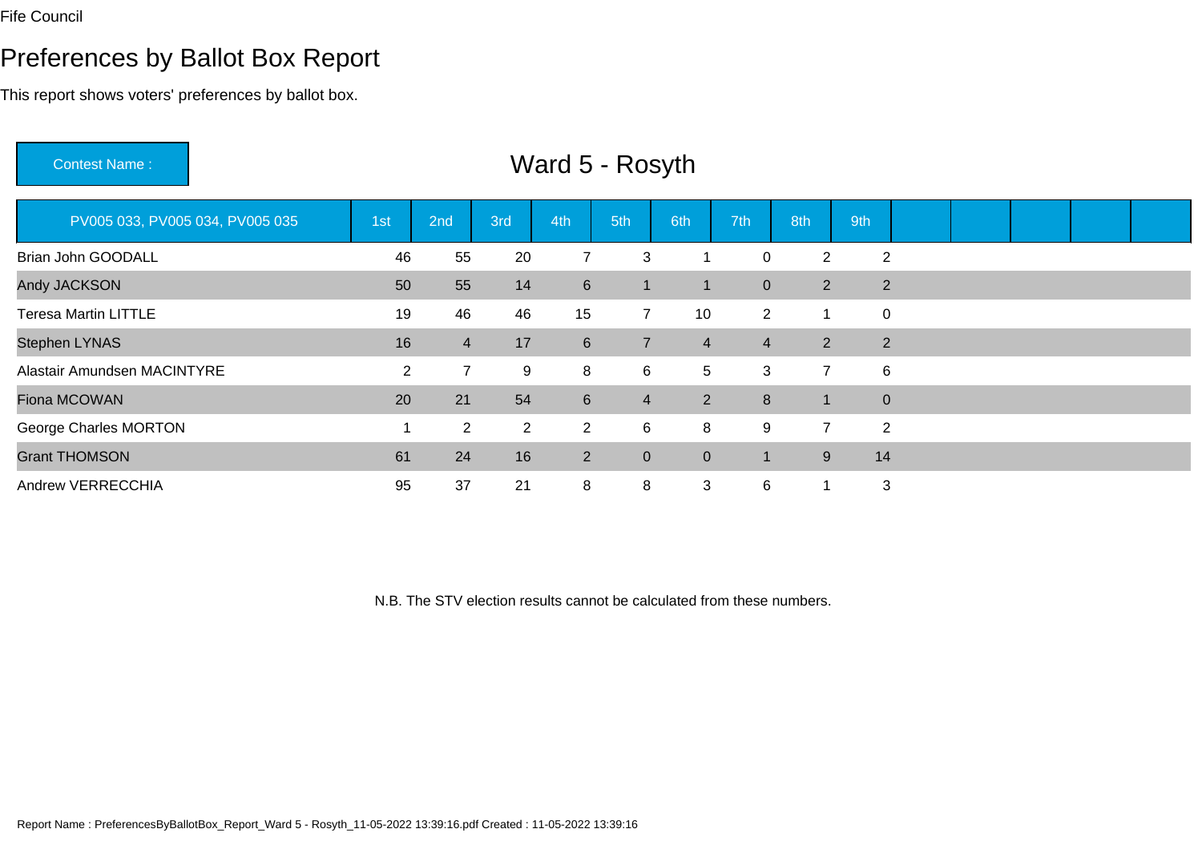Fife Council

# Preferences by Ballot Box Report

This report shows voters' preferences by ballot box.

Contest Name : **Ward 5 - Rosyth**

| PV005 033, PV005 034, PV005 035 | 1st | 2nd | 3rd | 4th | 5th | 6th | 7th | 8th | 9th |
|---|---|---|---|---|---|---|---|---|---|
| Brian John GOODALL | 46 | 55 | 20 | 7 | 3 | 1 | 0 | 2 | 2 |
| Andy JACKSON | 50 | 55 | 14 | 6 | 1 | 1 | 0 | 2 | 2 |
| Teresa Martin LITTLE | 19 | 46 | 46 | 15 | 7 | 10 | 2 | 1 | 0 |
| Stephen LYNAS | 16 | 4 | 17 | 6 | 7 | 4 | 4 | 2 | 2 |
| Alastair Amundsen MACINTYRE | 2 | 7 | 9 | 8 | 6 | 5 | 3 | 7 | 6 |
| Fiona MCOWAN | 20 | 21 | 54 | 6 | 4 | 2 | 8 | 1 | 0 |
| George Charles MORTON | 1 | 2 | 2 | 2 | 6 | 8 | 9 | 7 | 2 |
| Grant THOMSON | 61 | 24 | 16 | 2 | 0 | 0 | 1 | 9 | 14 |
| Andrew VERRECCHIA | 95 | 37 | 21 | 8 | 8 | 3 | 6 | 1 | 3 |

N.B. The STV election results cannot be calculated from these numbers.

Report Name : PreferencesByBallotBox_Report_Ward 5 - Rosyth_11-05-2022 13:39:16.pdf Created : 11-05-2022 13:39:16